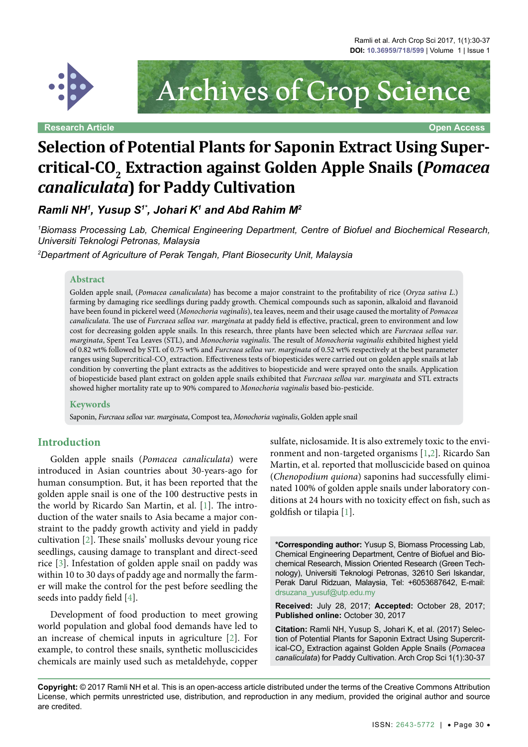Research Article | Open Access

# Selection of Potential Plants for Saponin Extract Using Supercritical-$CO_2$ Extraction against Golden Apple Snails (*Pomacea canaliculata*) for Paddy Cultivation

***Ramli NH[1], Yusup S[1*], Johari K[1] and Abd Rahim M[2]***

*[1]Biomass Processing Lab, Chemical Engineering Department, Centre of Biofuel and Biochemical Research, Universiti Teknologi Petronas, Malaysia*

*[2]Department of Agriculture of Perak Tengah, Plant Biosecurity Unit, Malaysia*

## Abstract

Golden apple snail, (*Pomacea canaliculata*) has become a major constraint to the profitability of rice (*Oryza sativa L.*) farming by damaging rice seedlings during paddy growth. Chemical compounds such as saponin, alkaloid and flavanoid have been found in pickerel weed (*Monochoria vaginalis*), tea leaves, neem and their usage caused the mortality of *Pomacea canaliculata*. The use of *Furcraea selloa var. marginata* at paddy field is effective, practical, green to environment and low cost for decreasing golden apple snails. In this research, three plants have been selected which are *Furcraea selloa var. marginata*, Spent Tea Leaves (STL), and *Monochoria vaginalis*. The result of *Monochoria vaginalis* exhibited highest yield of 0.82 wt% followed by STL of 0.75 wt% and *Furcraea selloa var. marginata* of 0.52 wt% respectively at the best parameter ranges using Supercritical-$CO_2$ extraction. Effectiveness tests of biopesticides were carried out on golden apple snails at lab condition by converting the plant extracts as the additives to biopesticide and were sprayed onto the snails. Application of biopesticide based plant extract on golden apple snails exhibited that *Furcraea selloa var. marginata* and STL extracts showed higher mortality rate up to 90% compared to *Monochoria vaginalis* based bio-pesticide.

## Keywords

Saponin, *Furcraea selloa var. marginata*, Compost tea, *Monochoria vaginalis*, Golden apple snail

## Introduction

Golden apple snails (*Pomacea canaliculata*) were introduced in Asian countries about 30-years-ago for human consumption. But, it has been reported that the golden apple snail is one of the 100 destructive pests in the world by Ricardo San Martin, et al. [1]. The introduction of the water snails to Asia became a major constraint to the paddy growth activity and yield in paddy cultivation [2]. These snails' mollusks devour young rice seedlings, causing damage to transplant and direct-seed rice [3]. Infestation of golden apple snail on paddy was within 10 to 30 days of paddy age and normally the farmer will make the control for the pest before seedling the seeds into paddy field [4].

Development of food production to meet growing world population and global food demands have led to an increase of chemical inputs in agriculture [2]. For example, to control these snails, synthetic molluscicides chemicals are mainly used such as metaldehyde, copper sulfate, niclosamide. It is also extremely toxic to the environment and non-targeted organisms [1,2]. Ricardo San Martin, et al. reported that molluscicide based on quinoa (*Chenopodium quiona*) saponins had successfully eliminated 100% of golden apple snails under laboratory conditions at 24 hours with no toxicity effect on fish, such as goldfish or tilapia [1].

**\*Corresponding author:** Yusup S, Biomass Processing Lab, Chemical Engineering Department, Centre of Biofuel and Biochemical Research, Mission Oriented Research (Green Technology), Universiti Teknologi Petronas, 32610 Seri Iskandar, Perak Darul Ridzuan, Malaysia, Tel: +6053687642, E-mail: drsuzana_yusuf@utp.edu.my

**Received:** July 28, 2017; **Accepted:** October 28, 2017; **Published online:** October 30, 2017

**Citation:** Ramli NH, Yusup S, Johari K, et al. (2017) Selection of Potential Plants for Saponin Extract Using Supercritical-$CO_2$ Extraction against Golden Apple Snails (*Pomacea canaliculata*) for Paddy Cultivation. Arch Crop Sci 1(1):30-37

**Copyright:** © 2017 Ramli NH et al. This is an open-access article distributed under the terms of the Creative Commons Attribution License, which permits unrestricted use, distribution, and reproduction in any medium, provided the original author and source are credited.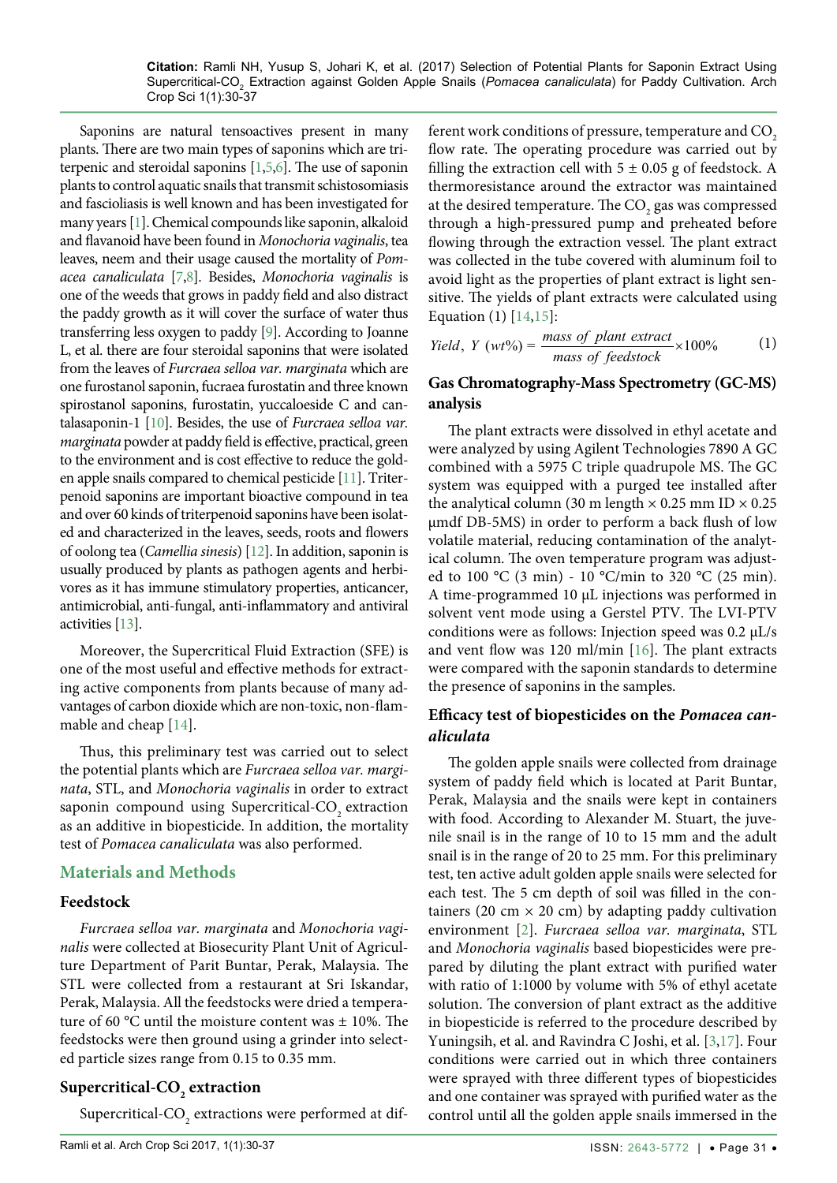Saponins are natural tensoactives present in many plants. There are two main types of saponins which are triterpenic and steroidal saponins [1,5,6]. The use of saponin plants to control aquatic snails that transmit schistosomiasis and fascioliasis is well known and has been investigated for many years [1]. Chemical compounds like saponin, alkaloid and flavanoid have been found in *Monochoria vaginalis*, tea leaves, neem and their usage caused the mortality of *Pomacea canaliculata* [7,8]. Besides, *Monochoria vaginalis* is one of the weeds that grows in paddy field and also distract the paddy growth as it will cover the surface of water thus transferring less oxygen to paddy [9]. According to Joanne L, et al. there are four steroidal saponins that were isolated from the leaves of *Furcraea selloa var. marginata* which are one furostanol saponin, fucraea furostatin and three known spirostanol saponins, furostatin, yuccaloeside C and cantalasaponin-1 [10]. Besides, the use of *Furcraea selloa var. marginata* powder at paddy field is effective, practical, green to the environment and is cost effective to reduce the golden apple snails compared to chemical pesticide [11]. Triterpenoid saponins are important bioactive compound in tea and over 60 kinds of triterpenoid saponins have been isolated and characterized in the leaves, seeds, roots and flowers of oolong tea (*Camellia sinesis*) [12]. In addition, saponin is usually produced by plants as pathogen agents and herbivores as it has immune stimulatory properties, anticancer, antimicrobial, anti-fungal, anti-inflammatory and antiviral activities [13].

Moreover, the Supercritical Fluid Extraction (SFE) is one of the most useful and effective methods for extracting active components from plants because of many advantages of carbon dioxide which are non-toxic, non-flammable and cheap [14].

Thus, this preliminary test was carried out to select the potential plants which are *Furcraea selloa var. marginata*, STL, and *Monochoria vaginalis* in order to extract saponin compound using Supercritical-$CO_2$ extraction as an additive in biopesticide. In addition, the mortality test of *Pomacea canaliculata* was also performed.

## Materials and Methods

### Feedstock

*Furcraea selloa var. marginata* and *Monochoria vaginalis* were collected at Biosecurity Plant Unit of Agriculture Department of Parit Buntar, Perak, Malaysia. The STL were collected from a restaurant at Sri Iskandar, Perak, Malaysia. All the feedstocks were dried a temperature of 60 °C until the moisture content was ± 10%. The feedstocks were then ground using a grinder into selected particle sizes range from 0.15 to 0.35 mm.

### Supercritical-$CO_2$ extraction

Supercritical-$CO_2$ extractions were performed at different work conditions of pressure, temperature and $CO_2$ flow rate. The operating procedure was carried out by filling the extraction cell with 5 ± 0.05 g of feedstock. A thermoresistance around the extractor was maintained at the desired temperature. The $CO_2$ gas was compressed through a high-pressured pump and preheated before flowing through the extraction vessel. The plant extract was collected in the tube covered with aluminum foil to avoid light as the properties of plant extract is light sensitive. The yields of plant extracts were calculated using Equation (1) [14,15]:

$$Yield,\ Y\ (wt\%) = \frac{mass\ of\ plant\ extract}{mass\ of\ feedstock} \times 100\% \qquad (1)$$

### Gas Chromatography-Mass Spectrometry (GC-MS) analysis

The plant extracts were dissolved in ethyl acetate and were analyzed by using Agilent Technologies 7890 A GC combined with a 5975 C triple quadrupole MS. The GC system was equipped with a purged tee installed after the analytical column (30 m length × 0.25 mm ID × 0.25 μmdf DB-5MS) in order to perform a back flush of low volatile material, reducing contamination of the analytical column. The oven temperature program was adjusted to 100 °C (3 min) - 10 °C/min to 320 °C (25 min). A time-programmed 10 μL injections was performed in solvent vent mode using a Gerstel PTV. The LVI-PTV conditions were as follows: Injection speed was 0.2 μL/s and vent flow was 120 ml/min [16]. The plant extracts were compared with the saponin standards to determine the presence of saponins in the samples.

### Efficacy test of biopesticides on the *Pomacea canaliculata*

The golden apple snails were collected from drainage system of paddy field which is located at Parit Buntar, Perak, Malaysia and the snails were kept in containers with food. According to Alexander M. Stuart, the juvenile snail is in the range of 10 to 15 mm and the adult snail is in the range of 20 to 25 mm. For this preliminary test, ten active adult golden apple snails were selected for each test. The 5 cm depth of soil was filled in the containers (20 cm × 20 cm) by adapting paddy cultivation environment [2]. *Furcraea selloa var. marginata*, STL and *Monochoria vaginalis* based biopesticides were prepared by diluting the plant extract with purified water with ratio of 1:1000 by volume with 5% of ethyl acetate solution. The conversion of plant extract as the additive in biopesticide is referred to the procedure described by Yuningsih, et al. and Ravindra C Joshi, et al. [3,17]. Four conditions were carried out in which three containers were sprayed with three different types of biopesticides and one container was sprayed with purified water as the control until all the golden apple snails immersed in the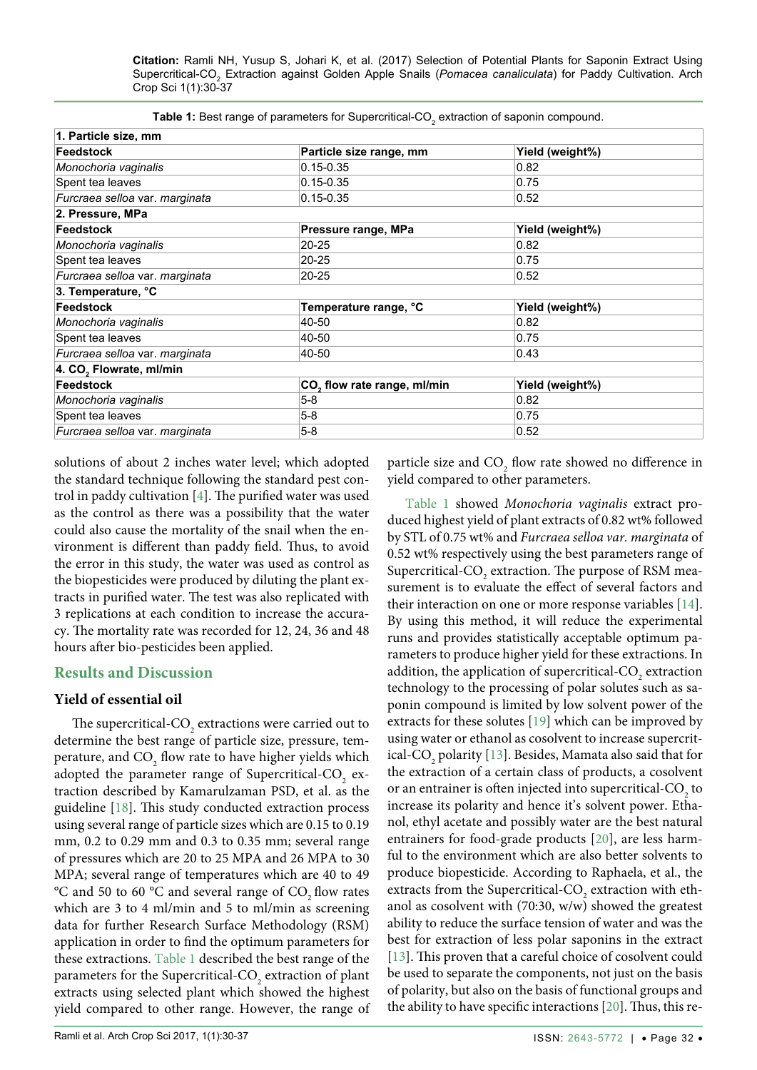**Table 1:** Best range of parameters for Supercritical-$CO_2$ extraction of saponin compound.

| 1. Particle size, mm | | |
|---|---|---|
| **Feedstock** | **Particle size range, mm** | **Yield (weight%)** |
| *Monochoria vaginalis* | 0.15-0.35 | 0.82 |
| Spent tea leaves | 0.15-0.35 | 0.75 |
| *Furcraea selloa* var. *marginata* | 0.15-0.35 | 0.52 |
| **2. Pressure, MPa** | | |
| **Feedstock** | **Pressure range, MPa** | **Yield (weight%)** |
| *Monochoria vaginalis* | 20-25 | 0.82 |
| Spent tea leaves | 20-25 | 0.75 |
| *Furcraea selloa* var. *marginata* | 20-25 | 0.52 |
| **3. Temperature, °C** | | |
| **Feedstock** | **Temperature range, °C** | **Yield (weight%)** |
| *Monochoria vaginalis* | 40-50 | 0.82 |
| Spent tea leaves | 40-50 | 0.75 |
| *Furcraea selloa* var. *marginata* | 40-50 | 0.43 |
| **4. $CO_2$ Flowrate, ml/min** | | |
| **Feedstock** | **$CO_2$ flow rate range, ml/min** | **Yield (weight%)** |
| *Monochoria vaginalis* | 5-8 | 0.82 |
| Spent tea leaves | 5-8 | 0.75 |
| *Furcraea selloa* var. *marginata* | 5-8 | 0.52 |

solutions of about 2 inches water level; which adopted the standard technique following the standard pest control in paddy cultivation [4]. The purified water was used as the control as there was a possibility that the water could also cause the mortality of the snail when the environment is different than paddy field. Thus, to avoid the error in this study, the water was used as control as the biopesticides were produced by diluting the plant extracts in purified water. The test was also replicated with 3 replications at each condition to increase the accuracy. The mortality rate was recorded for 12, 24, 36 and 48 hours after bio-pesticides been applied.

## Results and Discussion

### Yield of essential oil

The supercritical-$CO_2$ extractions were carried out to determine the best range of particle size, pressure, temperature, and $CO_2$ flow rate to have higher yields which adopted the parameter range of Supercritical-$CO_2$ extraction described by Kamarulzaman PSD, et al. as the guideline [18]. This study conducted extraction process using several range of particle sizes which are 0.15 to 0.19 mm, 0.2 to 0.29 mm and 0.3 to 0.35 mm; several range of pressures which are 20 to 25 MPA and 26 MPA to 30 MPA; several range of temperatures which are 40 to 49 °C and 50 to 60 °C and several range of $CO_2$ flow rates which are 3 to 4 ml/min and 5 to ml/min as screening data for further Research Surface Methodology (RSM) application in order to find the optimum parameters for these extractions. Table 1 described the best range of the parameters for the Supercritical-$CO_2$ extraction of plant extracts using selected plant which showed the highest yield compared to other range. However, the range of particle size and $CO_2$ flow rate showed no difference in yield compared to other parameters.

Table 1 showed *Monochoria vaginalis* extract produced highest yield of plant extracts of 0.82 wt% followed by STL of 0.75 wt% and *Furcraea selloa var. marginata* of 0.52 wt% respectively using the best parameters range of Supercritical-$CO_2$ extraction. The purpose of RSM measurement is to evaluate the effect of several factors and their interaction on one or more response variables [14]. By using this method, it will reduce the experimental runs and provides statistically acceptable optimum parameters to produce higher yield for these extractions. In addition, the application of supercritical-$CO_2$ extraction technology to the processing of polar solutes such as saponin compound is limited by low solvent power of the extracts for these solutes [19] which can be improved by using water or ethanol as cosolvent to increase supercritical-$CO_2$ polarity [13]. Besides, Mamata also said that for the extraction of a certain class of products, a cosolvent or an entrainer is often injected into supercritical-$CO_2$ to increase its polarity and hence it's solvent power. Ethanol, ethyl acetate and possibly water are the best natural entrainers for food-grade products [20], are less harmful to the environment which are also better solvents to produce biopesticide. According to Raphaela, et al., the extracts from the Supercritical-$CO_2$ extraction with ethanol as cosolvent with (70:30, w/w) showed the greatest ability to reduce the surface tension of water and was the best for extraction of less polar saponins in the extract [13]. This proven that a careful choice of cosolvent could be used to separate the components, not just on the basis of polarity, but also on the basis of functional groups and the ability to have specific interactions [20]. Thus, this re-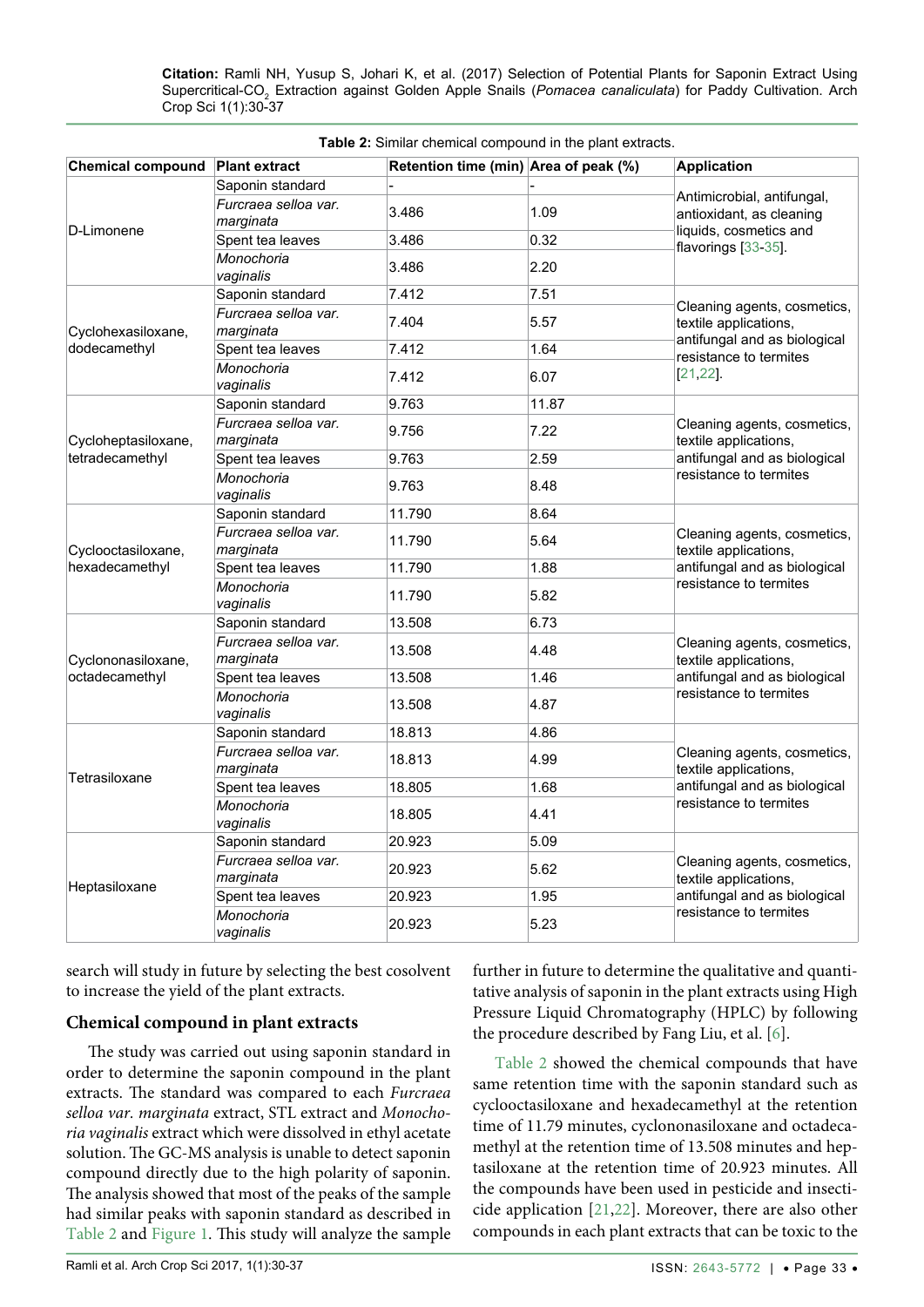**Table 2:** Similar chemical compound in the plant extracts.

| Chemical compound | Plant extract | Retention time (min) | Area of peak (%) | Application |
|---|---|---|---|---|
| D-Limonene | Saponin standard | - | - | Antimicrobial, antifungal, antioxidant, as cleaning liquids, cosmetics and flavorings [33-35]. |
| | *Furcraea selloa var. marginata* | 3.486 | 1.09 | |
| | Spent tea leaves | 3.486 | 0.32 | |
| | *Monochoria vaginalis* | 3.486 | 2.20 | |
| Cyclohexasiloxane, dodecamethyl | Saponin standard | 7.412 | 7.51 | Cleaning agents, cosmetics, textile applications, antifungal and as biological resistance to termites [21,22]. |
| | *Furcraea selloa var. marginata* | 7.404 | 5.57 | |
| | Spent tea leaves | 7.412 | 1.64 | |
| | *Monochoria vaginalis* | 7.412 | 6.07 | |
| Cycloheptasiloxane, tetradecamethyl | Saponin standard | 9.763 | 11.87 | Cleaning agents, cosmetics, textile applications, antifungal and as biological resistance to termites |
| | *Furcraea selloa var. marginata* | 9.756 | 7.22 | |
| | Spent tea leaves | 9.763 | 2.59 | |
| | *Monochoria vaginalis* | 9.763 | 8.48 | |
| Cyclooctasiloxane, hexadecamethyl | Saponin standard | 11.790 | 8.64 | Cleaning agents, cosmetics, textile applications, antifungal and as biological resistance to termites |
| | *Furcraea selloa var. marginata* | 11.790 | 5.64 | |
| | Spent tea leaves | 11.790 | 1.88 | |
| | *Monochoria vaginalis* | 11.790 | 5.82 | |
| Cyclononasiloxane, octadecamethyl | Saponin standard | 13.508 | 6.73 | Cleaning agents, cosmetics, textile applications, antifungal and as biological resistance to termites |
| | *Furcraea selloa var. marginata* | 13.508 | 4.48 | |
| | Spent tea leaves | 13.508 | 1.46 | |
| | *Monochoria vaginalis* | 13.508 | 4.87 | |
| Tetrasiloxane | Saponin standard | 18.813 | 4.86 | Cleaning agents, cosmetics, textile applications, antifungal and as biological resistance to termites |
| | *Furcraea selloa var. marginata* | 18.813 | 4.99 | |
| | Spent tea leaves | 18.805 | 1.68 | |
| | *Monochoria vaginalis* | 18.805 | 4.41 | |
| Heptasiloxane | Saponin standard | 20.923 | 5.09 | Cleaning agents, cosmetics, textile applications, antifungal and as biological resistance to termites |
| | *Furcraea selloa var. marginata* | 20.923 | 5.62 | |
| | Spent tea leaves | 20.923 | 1.95 | |
| | *Monochoria vaginalis* | 20.923 | 5.23 | |

search will study in future by selecting the best cosolvent to increase the yield of the plant extracts.

## Chemical compound in plant extracts

The study was carried out using saponin standard in order to determine the saponin compound in the plant extracts. The standard was compared to each *Furcraea selloa var. marginata* extract, STL extract and *Monochoria vaginalis* extract which were dissolved in ethyl acetate solution. The GC-MS analysis is unable to detect saponin compound directly due to the high polarity of saponin. The analysis showed that most of the peaks of the sample had similar peaks with saponin standard as described in Table 2 and Figure 1. This study will analyze the sample further in future to determine the qualitative and quantitative analysis of saponin in the plant extracts using High Pressure Liquid Chromatography (HPLC) by following the procedure described by Fang Liu, et al. [6].

Table 2 showed the chemical compounds that have same retention time with the saponin standard such as cyclooctasiloxane and hexadecamethyl at the retention time of 11.79 minutes, cyclononasiloxane and octadecamethyl at the retention time of 13.508 minutes and heptasiloxane at the retention time of 20.923 minutes. All the compounds have been used in pesticide and insecticide application [21,22]. Moreover, there are also other compounds in each plant extracts that can be toxic to the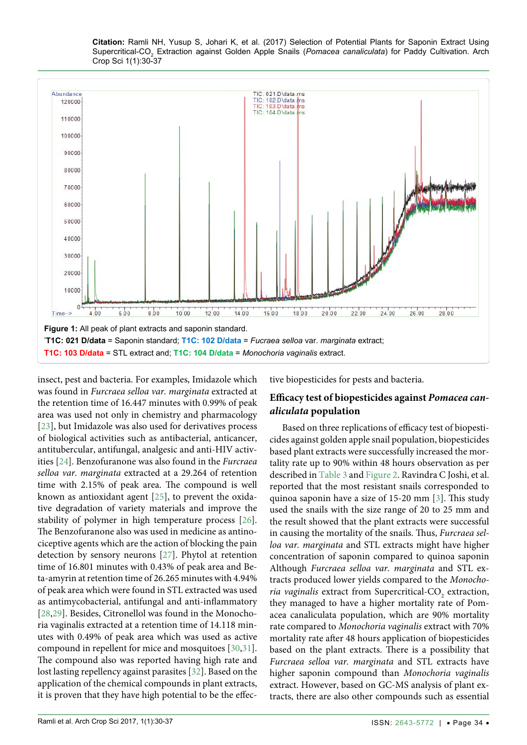Figure 1: All peak of plant extracts and saponin standard.

*T1C: 021 D/data = Saponin standard; **T1C: 102 D/data** = *Fucraea selloa* var. *marginata* extract; **T1C: 103 D/data** = STL extract and; **T1C: 104 D/data** = *Monochoria vaginalis* extract.

insect, pest and bacteria. For examples, Imidazole which was found in *Furcraea selloa var. marginata* extracted at the retention time of 16.447 minutes with 0.99% of peak area was used not only in chemistry and pharmacology [23], but Imidazole was also used for derivatives process of biological activities such as antibacterial, anticancer, antitubercular, antifungal, analgesic and anti-HIV activities [24]. Benzofuranone was also found in the *Furcraea selloa var. marginata* extracted at a 29.264 of retention time with 2.15% of peak area. The compound is well known as antioxidant agent [25], to prevent the oxidative degradation of variety materials and improve the stability of polymer in high temperature process [26]. The Benzofuranone also was used in medicine as antinociceptive agents which are the action of blocking the pain detection by sensory neurons [27]. Phytol at retention time of 16.801 minutes with 0.43% of peak area and Beta-amyrin at retention time of 26.265 minutes with 4.94% of peak area which were found in STL extracted was used as antimycobacterial, antifungal and anti-inflammatory [28,29]. Besides, Citronellol was found in the Monochoria vaginalis extracted at a retention time of 14.118 minutes with 0.49% of peak area which was used as active compound in repellent for mice and mosquitoes [30,31]. The compound also was reported having high rate and lost lasting repellency against parasites [32]. Based on the application of the chemical compounds in plant extracts, it is proven that they have high potential to be the effective biopesticides for pests and bacteria.

## Efficacy test of biopesticides against *Pomacea canaliculata* population

Based on three replications of efficacy test of biopesticides against golden apple snail population, biopesticides based plant extracts were successfully increased the mortality rate up to 90% within 48 hours observation as per described in Table 3 and Figure 2. Ravindra C Joshi, et al. reported that the most resistant snails corresponded to quinoa saponin have a size of 15-20 mm [3]. This study used the snails with the size range of 20 to 25 mm and the result showed that the plant extracts were successful in causing the mortality of the snails. Thus, *Furcraea selloa var. marginata* and STL extracts might have higher concentration of saponin compared to quinoa saponin Although *Furcraea selloa var. marginata* and STL extracts produced lower yields compared to the *Monochoria vaginalis* extract from Supercritical-$CO_2$ extraction, they managed to have a higher mortality rate of Pomacea canaliculata population, which are 90% mortality rate compared to *Monochoria vaginalis* extract with 70% mortality rate after 48 hours application of biopesticides based on the plant extracts. There is a possibility that *Furcraea selloa var. marginata* and STL extracts have higher saponin compound than *Monochoria vaginalis* extract. However, based on GC-MS analysis of plant extracts, there are also other compounds such as essential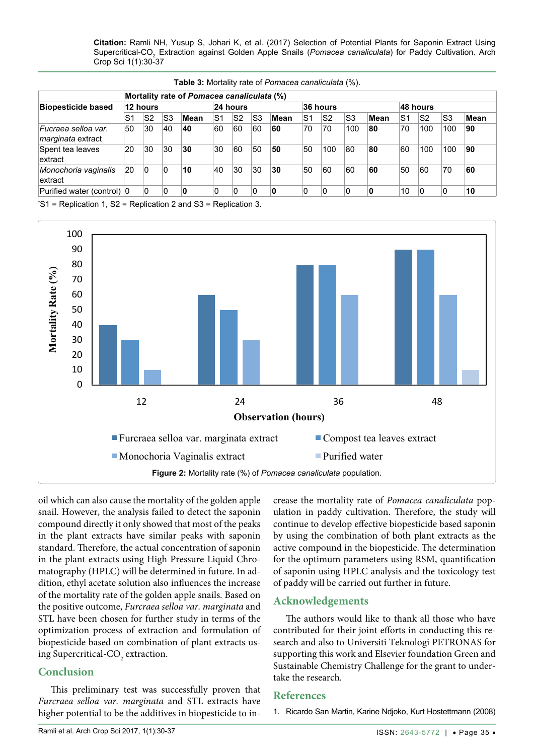**Table 3:** Mortality rate of *Pomacea canaliculata* (%).

| Biopesticide based | Mortality rate of *Pomacea canaliculata* (%) | | | | | | | | | | | | | | | |
|---|---|---|---|---|---|---|---|---|---|---|---|---|---|---|---|---|
| | 12 hours | | | | 24 hours | | | | 36 hours | | | | 48 hours | | | |
| | S1 | S2 | S3 | Mean | S1 | S2 | S3 | Mean | S1 | S2 | S3 | Mean | S1 | S2 | S3 | Mean |
| *Fucraea selloa var. marginata* extract | 50 | 30 | 40 | **40** | 60 | 60 | 60 | **60** | 70 | 70 | 100 | **80** | 70 | 100 | 100 | **90** |
| Spent tea leaves extract | 20 | 30 | 30 | **30** | 30 | 60 | 50 | **50** | 50 | 100 | 80 | **80** | 60 | 100 | 100 | **90** |
| *Monochoria vaginalis* extract | 20 | 0 | 0 | **10** | 40 | 30 | 30 | **30** | 50 | 60 | 60 | **60** | 50 | 60 | 70 | **60** |
| Purified water (control) | 0 | 0 | 0 | **0** | 0 | 0 | 0 | **0** | 0 | 0 | 0 | **0** | 10 | 0 | 0 | **10** |

*S1 = Replication 1, S2 = Replication 2 and S3 = Replication 3.

**Figure 2:** Mortality rate (%) of *Pomacea canaliculata* population.

oil which can also cause the mortality of the golden apple snail. However, the analysis failed to detect the saponin compound directly it only showed that most of the peaks in the plant extracts have similar peaks with saponin standard. Therefore, the actual concentration of saponin in the plant extracts using High Pressure Liquid Chromatography (HPLC) will be determined in future. In addition, ethyl acetate solution also influences the increase of the mortality rate of the golden apple snails. Based on the positive outcome, *Furcraea selloa var. marginata* and STL have been chosen for further study in terms of the optimization process of extraction and formulation of biopesticide based on combination of plant extracts using Supercritical-$CO_2$ extraction.

## Conclusion

This preliminary test was successfully proven that *Furcraea selloa var. marginata* and STL extracts have higher potential to be the additives in biopesticide to increase the mortality rate of *Pomacea canaliculata* population in paddy cultivation. Therefore, the study will continue to develop effective biopesticide based saponin by using the combination of both plant extracts as the active compound in the biopesticide. The determination for the optimum parameters using RSM, quantification of saponin using HPLC analysis and the toxicology test of paddy will be carried out further in future.

## Acknowledgements

The authors would like to thank all those who have contributed for their joint efforts in conducting this research and also to Universiti Teknologi PETRONAS for supporting this work and Elsevier foundation Green and Sustainable Chemistry Challenge for the grant to undertake the research.

## References

1. Ricardo San Martin, Karine Ndjoko, Kurt Hostettmann (2008)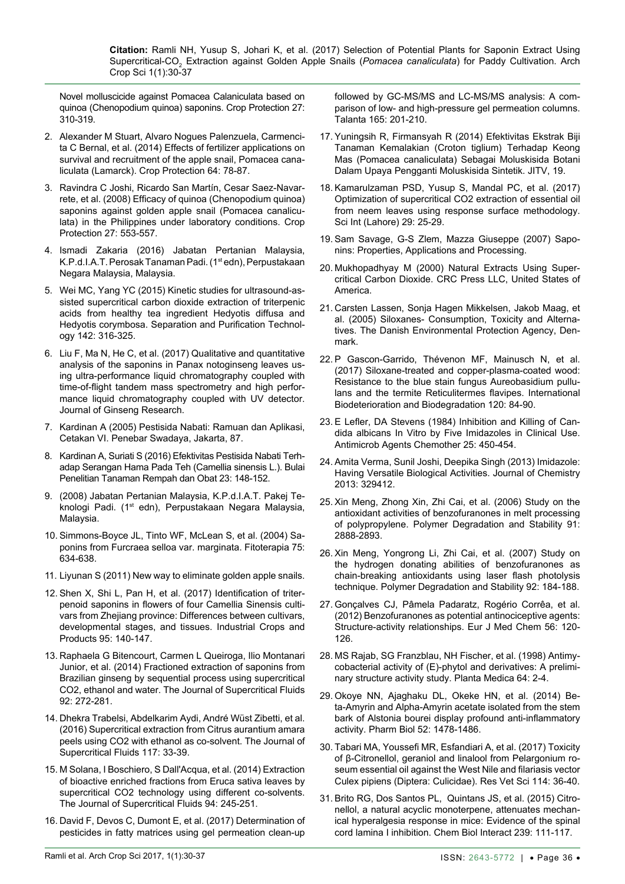Novel molluscicide against Pomacea Calaniculata based on quinoa (Chenopodium quinoa) saponins. Crop Protection 27: 310-319.

2. Alexander M Stuart, Alvaro Nogues Palenzuela, Carmencita C Bernal, et al. (2014) Effects of fertilizer applications on survival and recruitment of the apple snail, Pomacea canaliculata (Lamarck). Crop Protection 64: 78-87.
3. Ravindra C Joshi, Ricardo San Martín, Cesar Saez-Navarrete, et al. (2008) Efficacy of quinoa (Chenopodium quinoa) saponins against golden apple snail (Pomacea canaliculata) in the Philippines under laboratory conditions. Crop Protection 27: 553-557.
4. Ismadi Zakaria (2016) Jabatan Pertanian Malaysia, K.P.d.I.A.T. Perosak Tanaman Padi. (1st edn), Perpustakaan Negara Malaysia, Malaysia.
5. Wei MC, Yang YC (2015) Kinetic studies for ultrasound-assisted supercritical carbon dioxide extraction of triterpenic acids from healthy tea ingredient Hedyotis diffusa and Hedyotis corymbosa. Separation and Purification Technology 142: 316-325.
6. Liu F, Ma N, He C, et al. (2017) Qualitative and quantitative analysis of the saponins in Panax notoginseng leaves using ultra-performance liquid chromatography coupled with time-of-flight tandem mass spectrometry and high performance liquid chromatography coupled with UV detector. Journal of Ginseng Research.
7. Kardinan A (2005) Pestisida Nabati: Ramuan dan Aplikasi, Cetakan VI. Penebar Swadaya, Jakarta, 87.
8. Kardinan A, Suriati S (2016) Efektivitas Pestisida Nabati Terhadap Serangan Hama Pada Teh (Camellia sinensis L.). Bulai Penelitian Tanaman Rempah dan Obat 23: 148-152.
9. (2008) Jabatan Pertanian Malaysia, K.P.d.I.A.T. Pakej Teknologi Padi. (1st edn), Perpustakaan Negara Malaysia, Malaysia.
10. Simmons-Boyce JL, Tinto WF, McLean S, et al. (2004) Saponins from Furcraea selloa var. marginata. Fitoterapia 75: 634-638.
11. Liyunan S (2011) New way to eliminate golden apple snails.
12. Shen X, Shi L, Pan H, et al. (2017) Identification of triterpenoid saponins in flowers of four Camellia Sinensis cultivars from Zhejiang province: Differences between cultivars, developmental stages, and tissues. Industrial Crops and Products 95: 140-147.
13. Raphaela G Bitencourt, Carmen L Queiroga, Ilio Montanari Junior, et al. (2014) Fractioned extraction of saponins from Brazilian ginseng by sequential process using supercritical CO2, ethanol and water. The Journal of Supercritical Fluids 92: 272-281.
14. Dhekra Trabelsi, Abdelkarim Aydi, André Wüst Zibetti, et al. (2016) Supercritical extraction from Citrus aurantium amara peels using CO2 with ethanol as co-solvent. The Journal of Supercritical Fluids 117: 33-39.
15. M Solana, I Boschiero, S Dall'Acqua, et al. (2014) Extraction of bioactive enriched fractions from Eruca sativa leaves by supercritical CO2 technology using different co-solvents. The Journal of Supercritical Fluids 94: 245-251.
16. David F, Devos C, Dumont E, et al. (2017) Determination of pesticides in fatty matrices using gel permeation clean-up followed by GC-MS/MS and LC-MS/MS analysis: A comparison of low- and high-pressure gel permeation columns. Talanta 165: 201-210.
17. Yuningsih R, Firmansyah R (2014) Efektivitas Ekstrak Biji Tanaman Kemalakian (Croton tiglium) Terhadap Keong Mas (Pomacea canaliculata) Sebagai Moluskisida Botani Dalam Upaya Pengganti Moluskisida Sintetik. JITV, 19.
18. Kamarulzaman PSD, Yusup S, Mandal PC, et al. (2017) Optimization of supercritical CO2 extraction of essential oil from neem leaves using response surface methodology. Sci Int (Lahore) 29: 25-29.
19. Sam Savage, G-S Zlem, Mazza Giuseppe (2007) Saponins: Properties, Applications and Processing.
20. Mukhopadhyay M (2000) Natural Extracts Using Supercritical Carbon Dioxide. CRC Press LLC, United States of America.
21. Carsten Lassen, Sonja Hagen Mikkelsen, Jakob Maag, et al. (2005) Siloxanes- Consumption, Toxicity and Alternatives. The Danish Environmental Protection Agency, Denmark.
22. P Gascon-Garrido, Thévenon MF, Mainusch N, et al. (2017) Siloxane-treated and copper-plasma-coated wood: Resistance to the blue stain fungus Aureobasidium pullulans and the termite Reticulitermes flavipes. International Biodeterioration and Biodegradation 120: 84-90.
23. E Lefler, DA Stevens (1984) Inhibition and Killing of Candida albicans In Vitro by Five Imidazoles in Clinical Use. Antimicrob Agents Chemother 25: 450-454.
24. Amita Verma, Sunil Joshi, Deepika Singh (2013) Imidazole: Having Versatile Biological Activities. Journal of Chemistry 2013: 329412.
25. Xin Meng, Zhong Xin, Zhi Cai, et al. (2006) Study on the antioxidant activities of benzofuranones in melt processing of polypropylene. Polymer Degradation and Stability 91: 2888-2893.
26. Xin Meng, Yongrong Li, Zhi Cai, et al. (2007) Study on the hydrogen donating abilities of benzofuranones as chain-breaking antioxidants using laser flash photolysis technique. Polymer Degradation and Stability 92: 184-188.
27. Gonçalves CJ, Pâmela Padaratz, Rogério Corrêa, et al. (2012) Benzofuranones as potential antinociceptive agents: Structure-activity relationships. Eur J Med Chem 56: 120-126.
28. MS Rajab, SG Franzblau, NH Fischer, et al. (1998) Antimycobacterial activity of (E)-phytol and derivatives: A preliminary structure activity study. Planta Medica 64: 2-4.
29. Okoye NN, Ajaghaku DL, Okeke HN, et al. (2014) Beta-Amyrin and Alpha-Amyrin acetate isolated from the stem bark of Alstonia bourei display profound anti-inflammatory activity. Pharm Biol 52: 1478-1486.
30. Tabari MA, Youssefi MR, Esfandiari A, et al. (2017) Toxicity of β-Citronellol, geraniol and linalool from Pelargonium roseum essential oil against the West Nile and filariasis vector Culex pipiens (Diptera: Culicidae). Res Vet Sci 114: 36-40.
31. Brito RG, Dos Santos PL, Quintans JS, et al. (2015) Citronellol, a natural acyclic monoterpene, attenuates mechanical hyperalgesia response in mice: Evidence of the spinal cord lamina I inhibition. Chem Biol Interact 239: 111-117.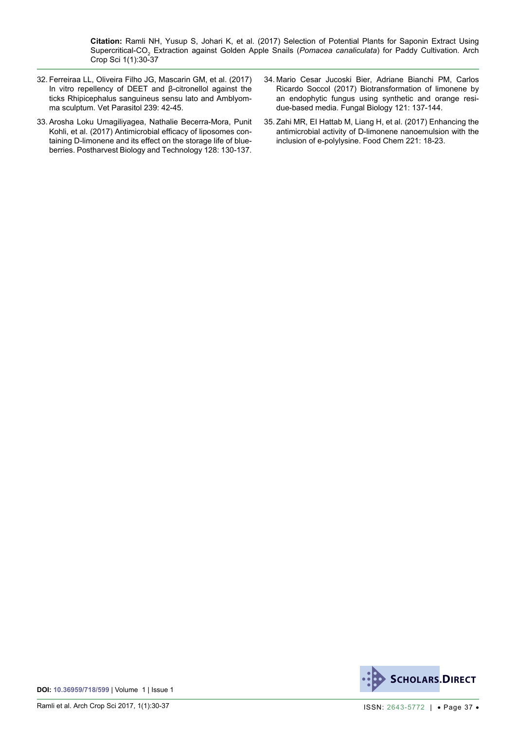32. Ferreiraa LL, Oliveira Filho JG, Mascarin GM, et al. (2017) In vitro repellency of DEET and β-citronellol against the ticks Rhipicephalus sanguineus sensu lato and Amblyomma sculptum. Vet Parasitol 239: 42-45.
33. Arosha Loku Umagiliyagea, Nathalie Becerra-Mora, Punit Kohli, et al. (2017) Antimicrobial efficacy of liposomes containing D-limonene and its effect on the storage life of blueberries. Postharvest Biology and Technology 128: 130-137.
34. Mario Cesar Jucoski Bier, Adriane Bianchi PM, Carlos Ricardo Soccol (2017) Biotransformation of limonene by an endophytic fungus using synthetic and orange residue-based media. Fungal Biology 121: 137-144.
35. Zahi MR, El Hattab M, Liang H, et al. (2017) Enhancing the antimicrobial activity of D-limonene nanoemulsion with the inclusion of e-polylysine. Food Chem 221: 18-23.